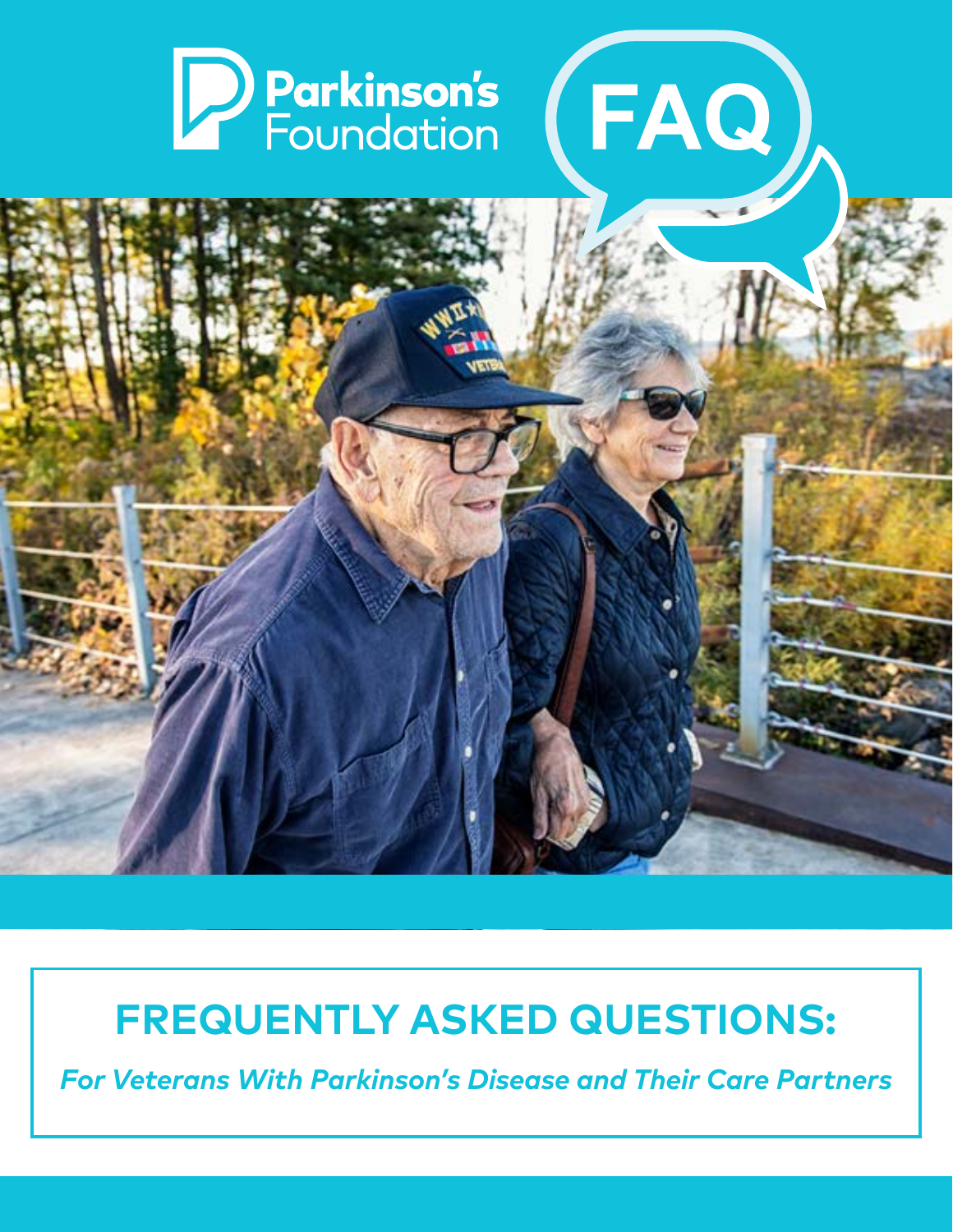Parkinson's Foundation

FAQ

# FREQUENTLY ASKED QUESTIONS:

*For Veterans With Parkinson's Disease and Their Care Partners*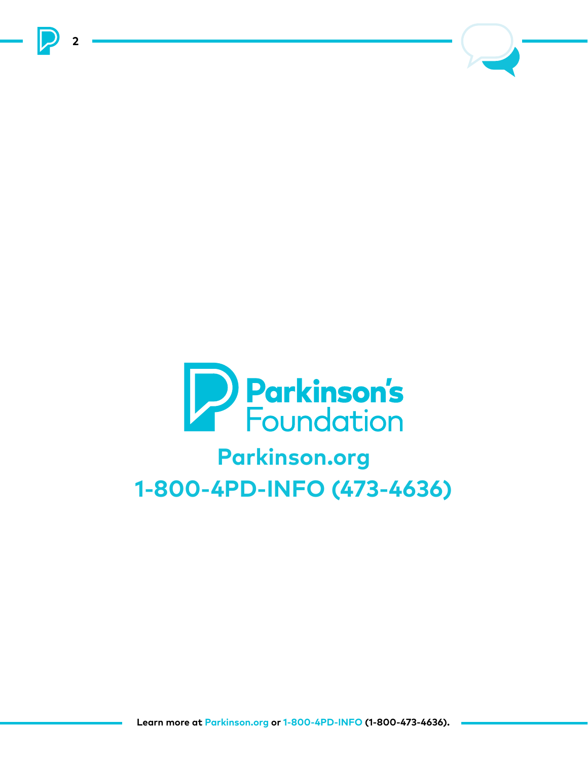Parkinson's Foundation

Parkinson.org

1-800-4PD-INFO (473-4636)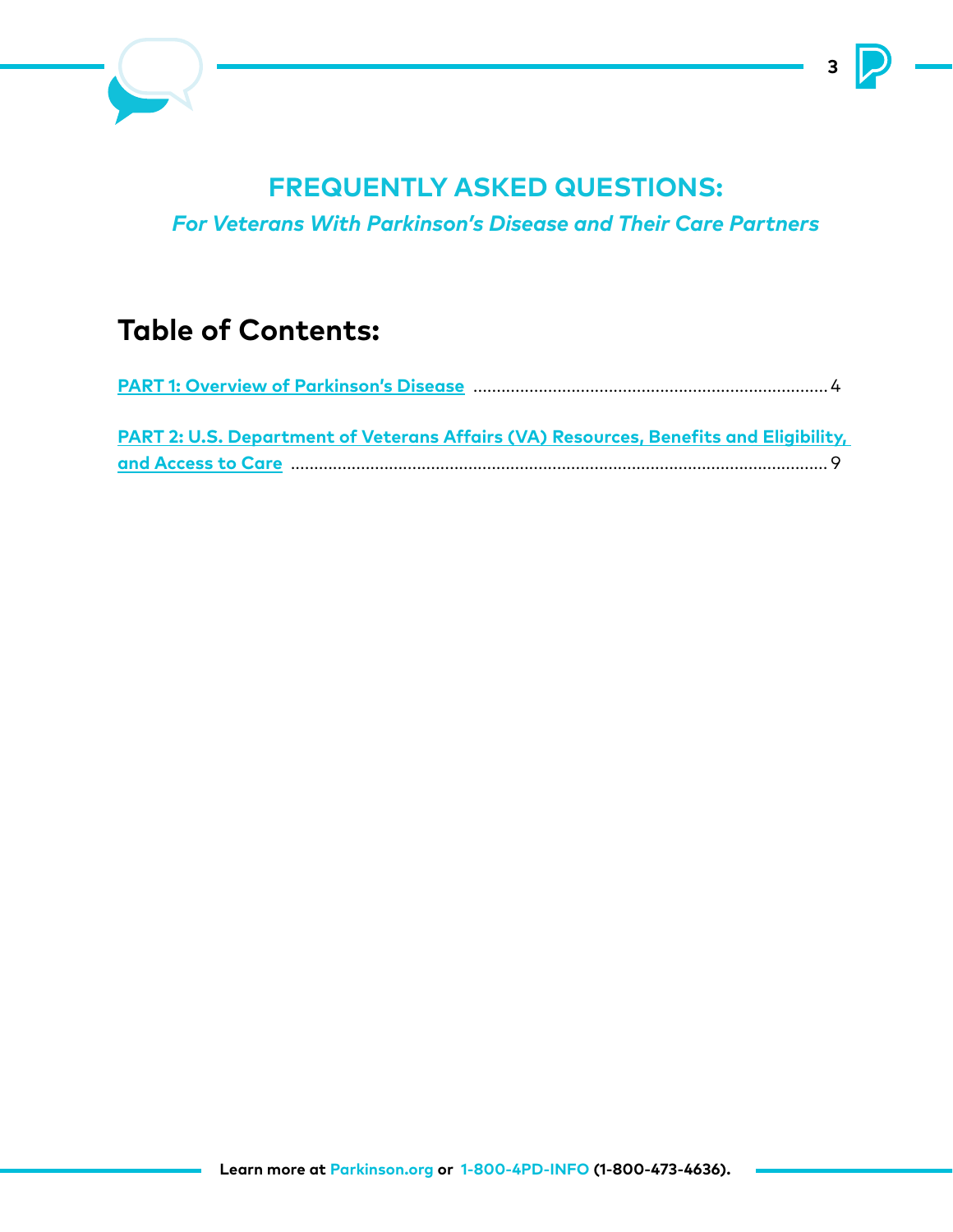# FREQUENTLY ASKED QUESTIONS:

*For Veterans With Parkinson's Disease and Their Care Partners*

## Table of Contents:

**PART 1: Overview of Parkinson's Disease** ........................................ 4

**PART 2: U.S. Department of Veterans Affairs (VA) Resources, Benefits and Eligibility, and Access to Care** ........................................ 9

**Learn more at Parkinson.org or 1-800-4PD-INFO (1-800-473-4636).**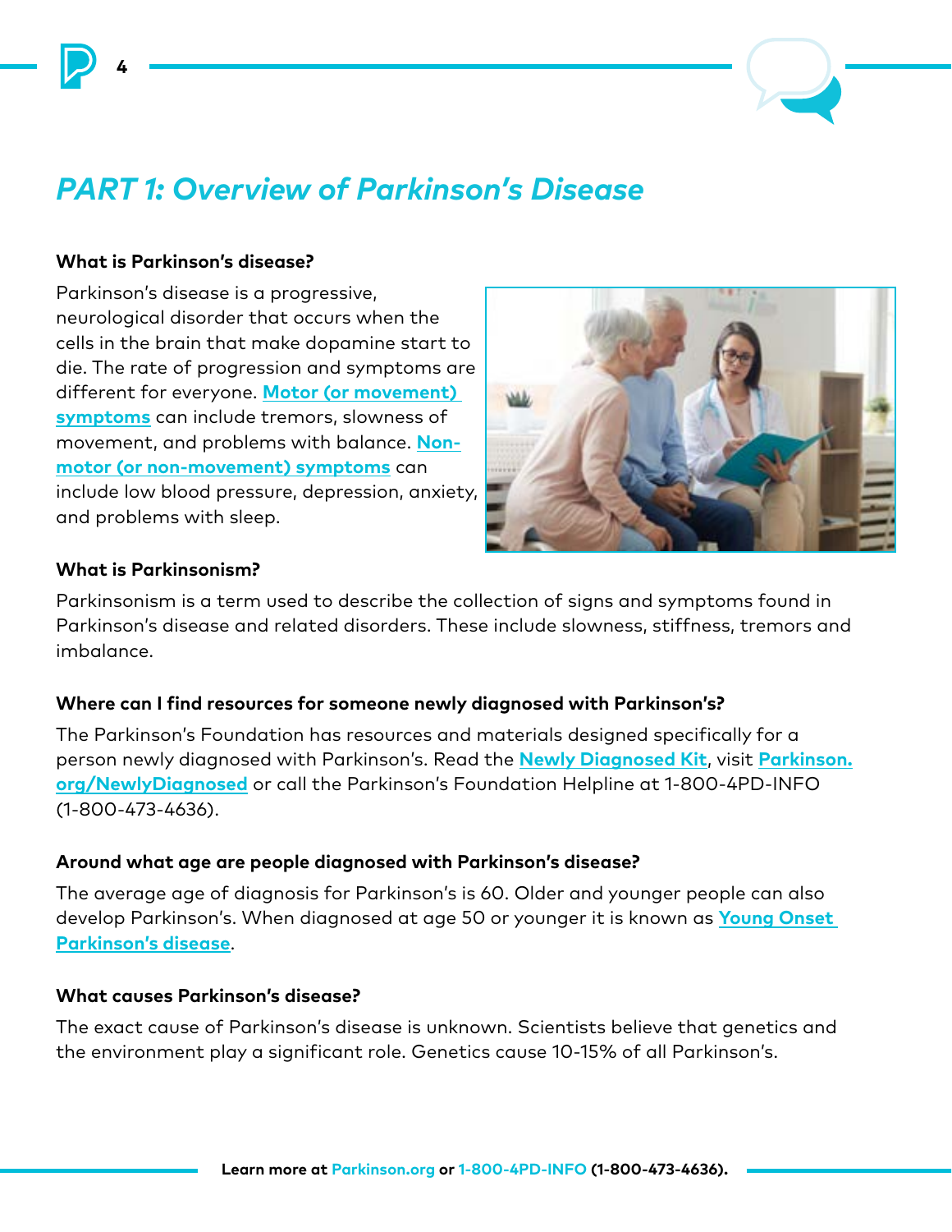## *PART 1: Overview of Parkinson's Disease*

**What is Parkinson's disease?**

Parkinson's disease is a progressive, neurological disorder that occurs when the cells in the brain that make dopamine start to die. The rate of progression and symptoms are different for everyone. **Motor (or movement) symptoms** can include tremors, slowness of movement, and problems with balance. **Non-motor (or non-movement) symptoms** can include low blood pressure, depression, anxiety, and problems with sleep.

**What is Parkinsonism?**

Parkinsonism is a term used to describe the collection of signs and symptoms found in Parkinson's disease and related disorders. These include slowness, stiffness, tremors and imbalance.

**Where can I find resources for someone newly diagnosed with Parkinson's?**

The Parkinson's Foundation has resources and materials designed specifically for a person newly diagnosed with Parkinson's. Read the **Newly Diagnosed Kit**, visit **Parkinson.org/NewlyDiagnosed** or call the Parkinson's Foundation Helpline at 1-800-4PD-INFO (1-800-473-4636).

**Around what age are people diagnosed with Parkinson's disease?**

The average age of diagnosis for Parkinson's is 60. Older and younger people can also develop Parkinson's. When diagnosed at age 50 or younger it is known as **Young Onset Parkinson's disease**.

**What causes Parkinson's disease?**

The exact cause of Parkinson's disease is unknown. Scientists believe that genetics and the environment play a significant role. Genetics cause 10-15% of all Parkinson's.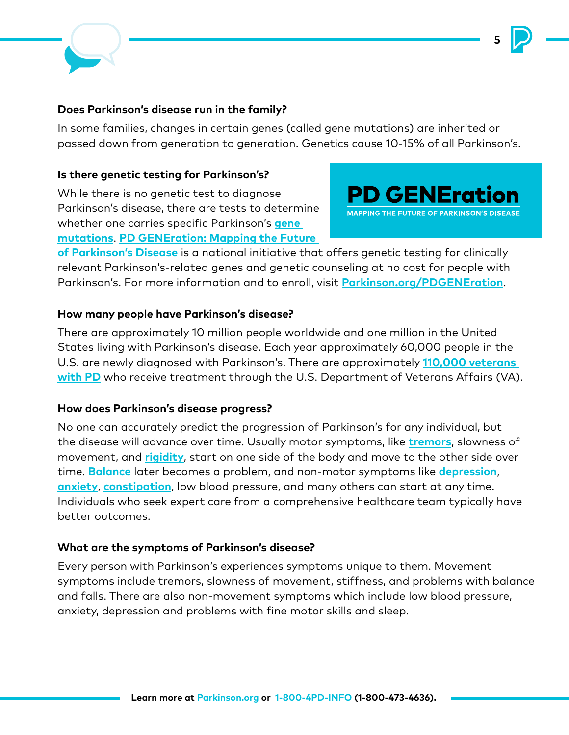### Does Parkinson's disease run in the family?

In some families, changes in certain genes (called gene mutations) are inherited or passed down from generation to generation. Genetics cause 10-15% of all Parkinson's.

### Is there genetic testing for Parkinson's?

**PD GENEration**
MAPPING THE FUTURE OF PARKINSON'S DISEASE

While there is no genetic test to diagnose Parkinson's disease, there are tests to determine whether one carries specific Parkinson's **gene mutations**. **PD GENEration: Mapping the Future of Parkinson's Disease** is a national initiative that offers genetic testing for clinically relevant Parkinson's-related genes and genetic counseling at no cost for people with Parkinson's. For more information and to enroll, visit **Parkinson.org/PDGENEration**.

### How many people have Parkinson's disease?

There are approximately 10 million people worldwide and one million in the United States living with Parkinson's disease. Each year approximately 60,000 people in the U.S. are newly diagnosed with Parkinson's. There are approximately **110,000 veterans with PD** who receive treatment through the U.S. Department of Veterans Affairs (VA).

### How does Parkinson's disease progress?

No one can accurately predict the progression of Parkinson's for any individual, but the disease will advance over time. Usually motor symptoms, like **tremors**, slowness of movement, and **rigidity**, start on one side of the body and move to the other side over time. **Balance** later becomes a problem, and non-motor symptoms like **depression**, **anxiety**, **constipation**, low blood pressure, and many others can start at any time. Individuals who seek expert care from a comprehensive healthcare team typically have better outcomes.

### What are the symptoms of Parkinson's disease?

Every person with Parkinson's experiences symptoms unique to them. Movement symptoms include tremors, slowness of movement, stiffness, and problems with balance and falls. There are also non-movement symptoms which include low blood pressure, anxiety, depression and problems with fine motor skills and sleep.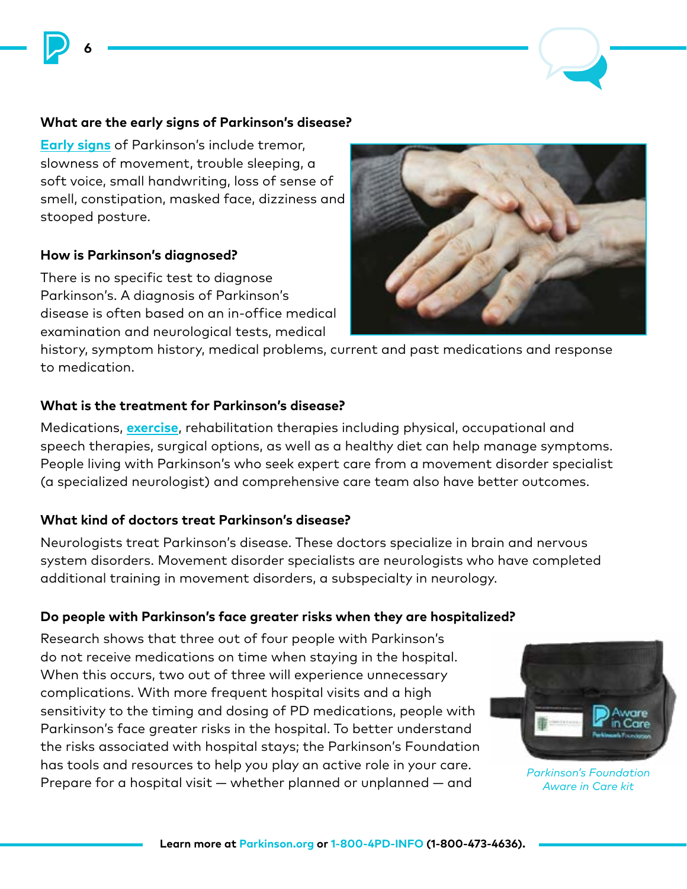### What are the early signs of Parkinson's disease?

**Early signs** of Parkinson's include tremor, slowness of movement, trouble sleeping, a soft voice, small handwriting, loss of sense of smell, constipation, masked face, dizziness and stooped posture.

### How is Parkinson's diagnosed?

There is no specific test to diagnose Parkinson's. A diagnosis of Parkinson's disease is often based on an in-office medical examination and neurological tests, medical history, symptom history, medical problems, current and past medications and response to medication.

### What is the treatment for Parkinson's disease?

Medications, **exercise**, rehabilitation therapies including physical, occupational and speech therapies, surgical options, as well as a healthy diet can help manage symptoms. People living with Parkinson's who seek expert care from a movement disorder specialist (a specialized neurologist) and comprehensive care team also have better outcomes.

### What kind of doctors treat Parkinson's disease?

Neurologists treat Parkinson's disease. These doctors specialize in brain and nervous system disorders. Movement disorder specialists are neurologists who have completed additional training in movement disorders, a subspecialty in neurology.

### Do people with Parkinson's face greater risks when they are hospitalized?

Research shows that three out of four people with Parkinson's do not receive medications on time when staying in the hospital. When this occurs, two out of three will experience unnecessary complications. With more frequent hospital visits and a high sensitivity to the timing and dosing of PD medications, people with Parkinson's face greater risks in the hospital. To better understand the risks associated with hospital stays; the Parkinson's Foundation has tools and resources to help you play an active role in your care. Prepare for a hospital visit — whether planned or unplanned — and

*Parkinson's Foundation Aware in Care kit*

**Learn more at Parkinson.org or 1-800-4PD-INFO (1-800-473-4636).**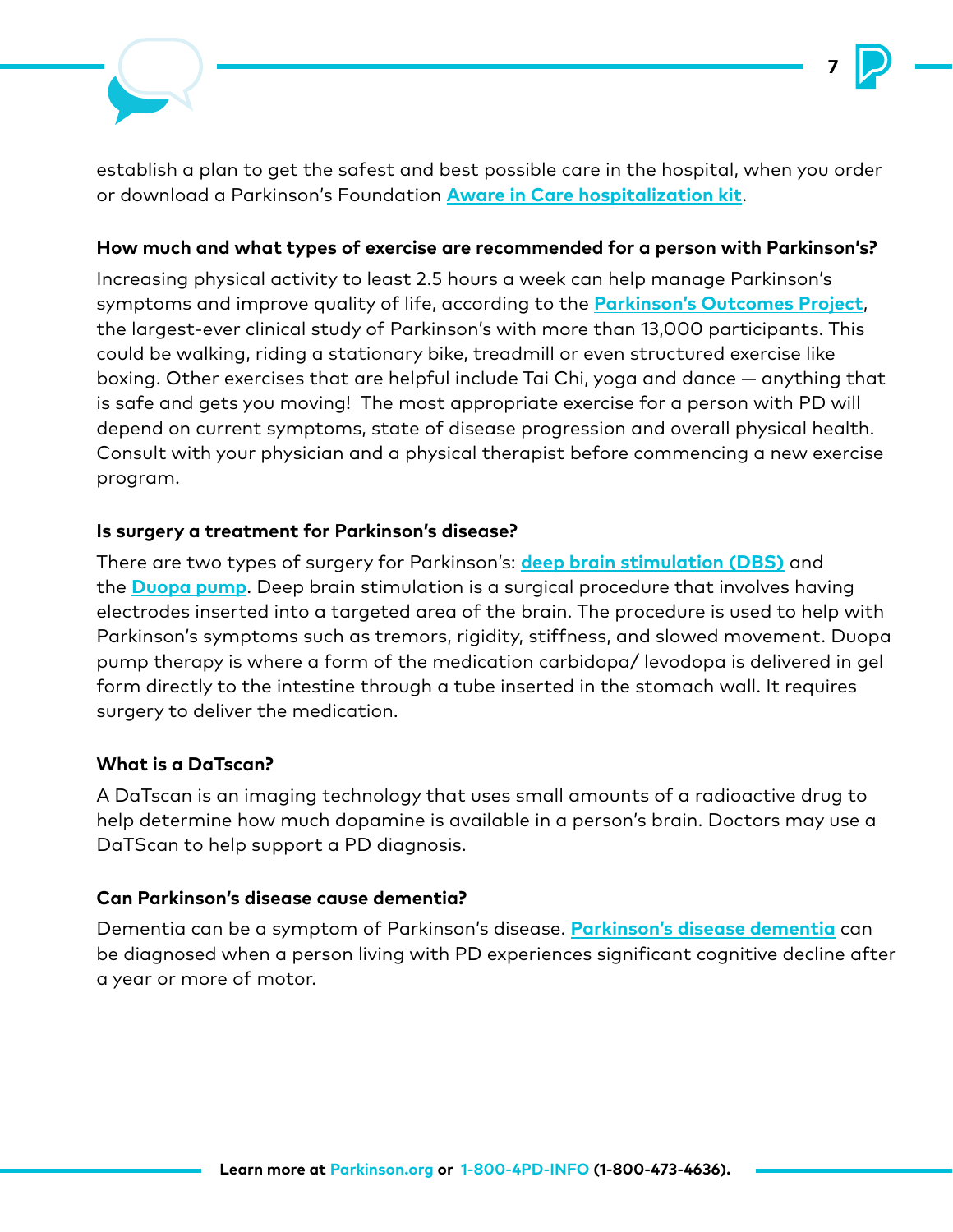establish a plan to get the safest and best possible care in the hospital, when you order or download a Parkinson's Foundation **Aware in Care hospitalization kit**.

**How much and what types of exercise are recommended for a person with Parkinson's?**

Increasing physical activity to least 2.5 hours a week can help manage Parkinson's symptoms and improve quality of life, according to the **Parkinson's Outcomes Project**, the largest-ever clinical study of Parkinson's with more than 13,000 participants. This could be walking, riding a stationary bike, treadmill or even structured exercise like boxing. Other exercises that are helpful include Tai Chi, yoga and dance — anything that is safe and gets you moving! The most appropriate exercise for a person with PD will depend on current symptoms, state of disease progression and overall physical health. Consult with your physician and a physical therapist before commencing a new exercise program.

**Is surgery a treatment for Parkinson's disease?**

There are two types of surgery for Parkinson's: **deep brain stimulation (DBS)** and the **Duopa pump**. Deep brain stimulation is a surgical procedure that involves having electrodes inserted into a targeted area of the brain. The procedure is used to help with Parkinson's symptoms such as tremors, rigidity, stiffness, and slowed movement. Duopa pump therapy is where a form of the medication carbidopa/ levodopa is delivered in gel form directly to the intestine through a tube inserted in the stomach wall. It requires surgery to deliver the medication.

**What is a DaTscan?**

A DaTscan is an imaging technology that uses small amounts of a radioactive drug to help determine how much dopamine is available in a person's brain. Doctors may use a DaTScan to help support a PD diagnosis.

**Can Parkinson's disease cause dementia?**

Dementia can be a symptom of Parkinson's disease. **Parkinson's disease dementia** can be diagnosed when a person living with PD experiences significant cognitive decline after a year or more of motor.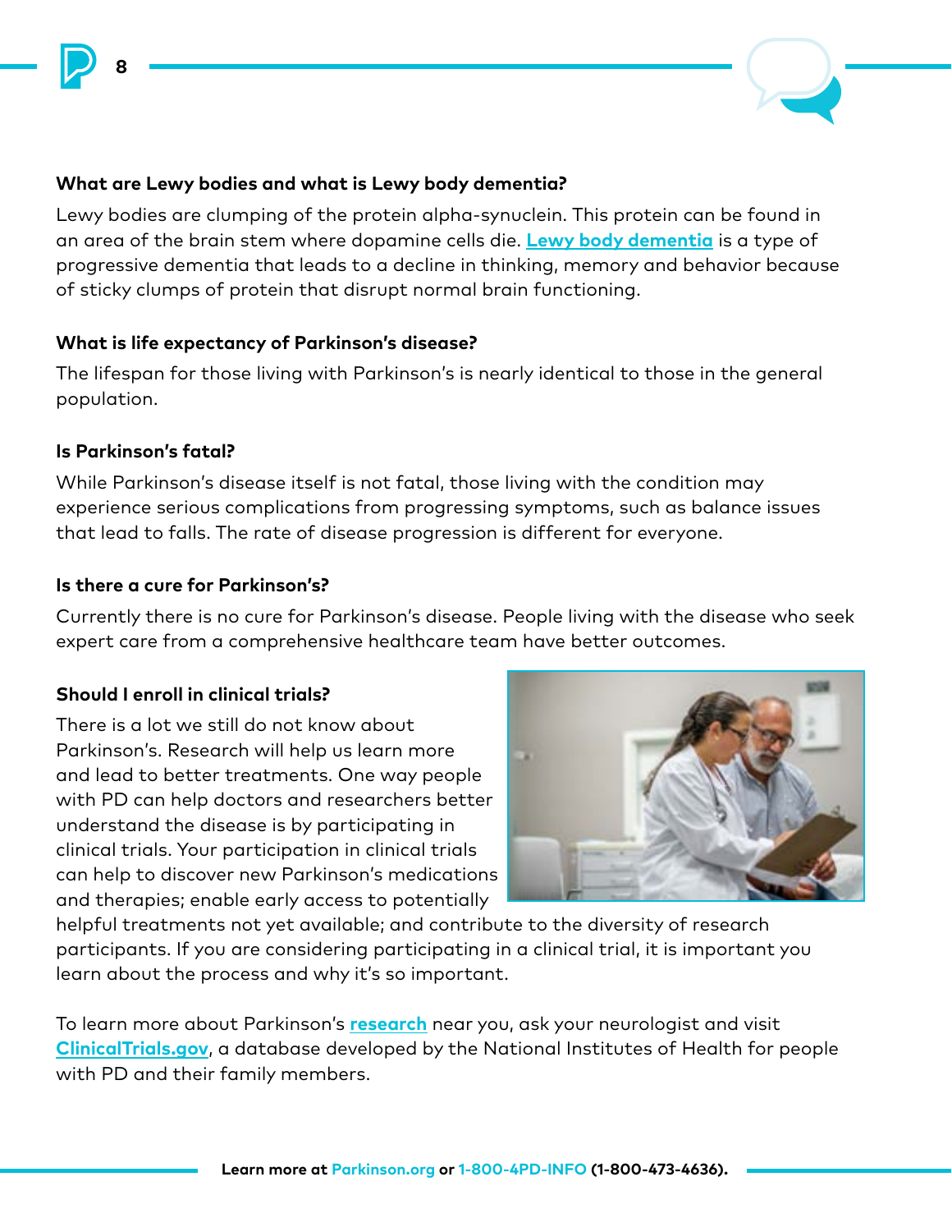### What are Lewy bodies and what is Lewy body dementia?

Lewy bodies are clumping of the protein alpha-synuclein. This protein can be found in an area of the brain stem where dopamine cells die. **Lewy body dementia** is a type of progressive dementia that leads to a decline in thinking, memory and behavior because of sticky clumps of protein that disrupt normal brain functioning.

### What is life expectancy of Parkinson's disease?

The lifespan for those living with Parkinson's is nearly identical to those in the general population.

### Is Parkinson's fatal?

While Parkinson's disease itself is not fatal, those living with the condition may experience serious complications from progressing symptoms, such as balance issues that lead to falls. The rate of disease progression is different for everyone.

### Is there a cure for Parkinson's?

Currently there is no cure for Parkinson's disease. People living with the disease who seek expert care from a comprehensive healthcare team have better outcomes.

### Should I enroll in clinical trials?

There is a lot we still do not know about Parkinson's. Research will help us learn more and lead to better treatments. One way people with PD can help doctors and researchers better understand the disease is by participating in clinical trials. Your participation in clinical trials can help to discover new Parkinson's medications and therapies; enable early access to potentially helpful treatments not yet available; and contribute to the diversity of research participants. If you are considering participating in a clinical trial, it is important you learn about the process and why it's so important.

To learn more about Parkinson's **research** near you, ask your neurologist and visit **ClinicalTrials.gov**, a database developed by the National Institutes of Health for people with PD and their family members.

**Learn more at Parkinson.org or 1-800-4PD-INFO (1-800-473-4636).**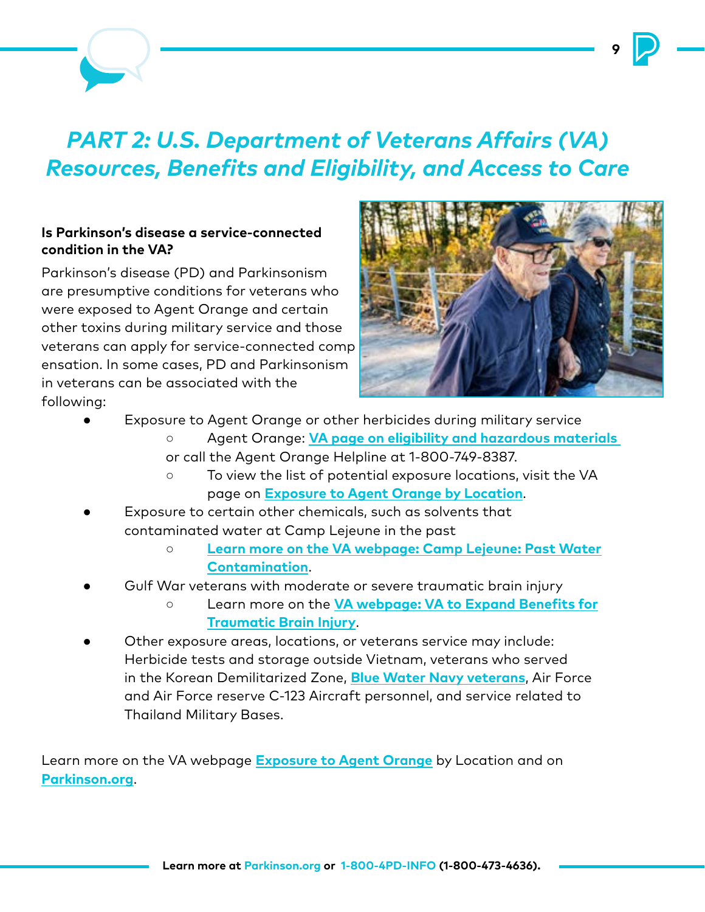# *PART 2: U.S. Department of Veterans Affairs (VA) Resources, Benefits and Eligibility, and Access to Care*

**Is Parkinson's disease a service-connected condition in the VA?**

Parkinson's disease (PD) and Parkinsonism are presumptive conditions for veterans who were exposed to Agent Orange and certain other toxins during military service and those veterans can apply for service-connected compensation. In some cases, PD and Parkinsonism in veterans can be associated with the following:

- Exposure to Agent Orange or other herbicides during military service
  - Agent Orange: **VA page on eligibility and hazardous materials** or call the Agent Orange Helpline at 1-800-749-8387.
  - To view the list of potential exposure locations, visit the VA page on **Exposure to Agent Orange by Location**.
- Exposure to certain other chemicals, such as solvents that contaminated water at Camp Lejeune in the past
  - **Learn more on the VA webpage: Camp Lejeune: Past Water Contamination**.
- Gulf War veterans with moderate or severe traumatic brain injury
  - Learn more on the **VA webpage: VA to Expand Benefits for Traumatic Brain Injury**.
- Other exposure areas, locations, or veterans service may include: Herbicide tests and storage outside Vietnam, veterans who served in the Korean Demilitarized Zone, **Blue Water Navy veterans**, Air Force and Air Force reserve C-123 Aircraft personnel, and service related to Thailand Military Bases.

Learn more on the VA webpage **Exposure to Agent Orange** by Location and on **Parkinson.org**.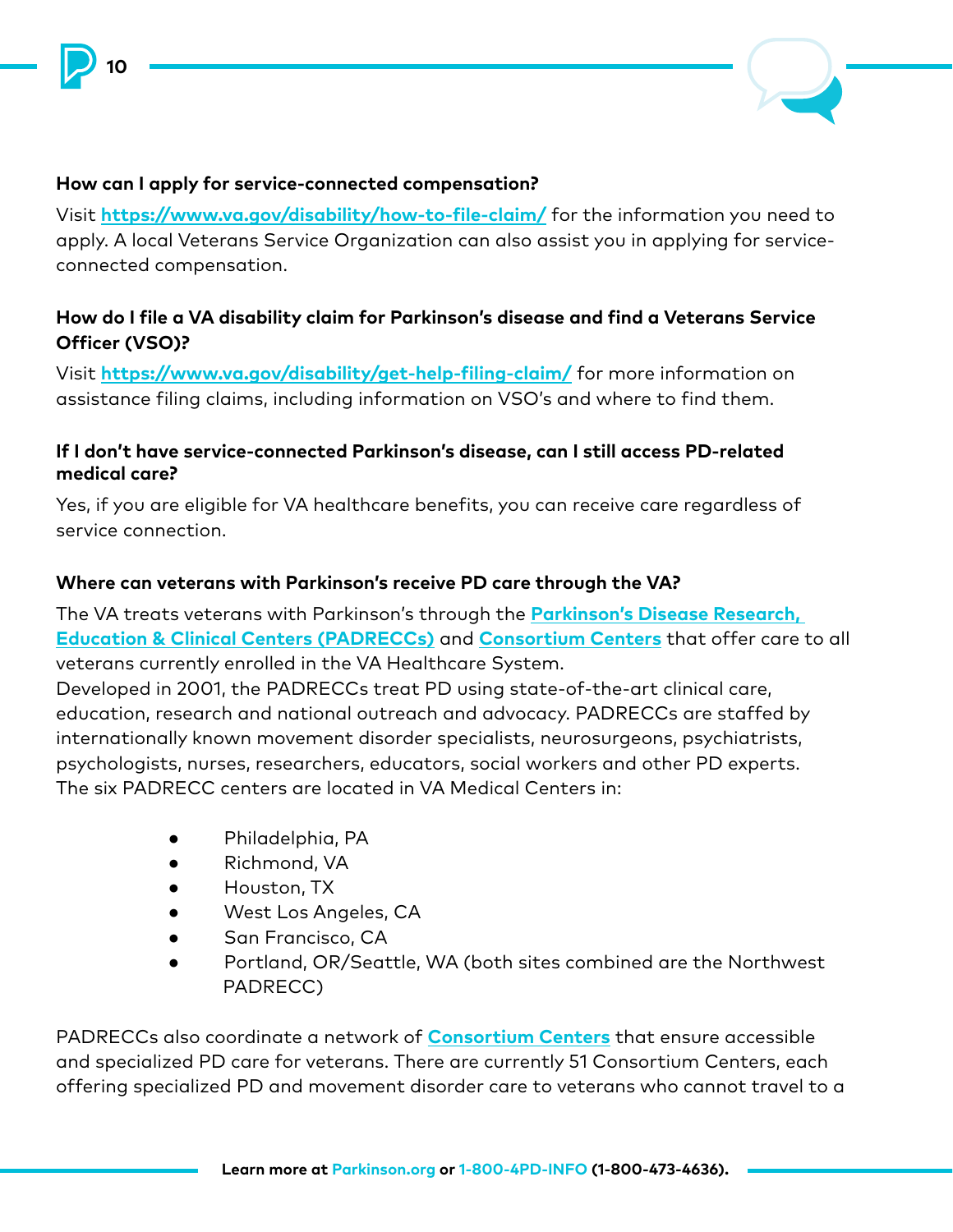**How can I apply for service-connected compensation?**

Visit **https://www.va.gov/disability/how-to-file-claim/** for the information you need to apply. A local Veterans Service Organization can also assist you in applying for service-connected compensation.

**How do I file a VA disability claim for Parkinson's disease and find a Veterans Service Officer (VSO)?**

Visit **https://www.va.gov/disability/get-help-filing-claim/** for more information on assistance filing claims, including information on VSO's and where to find them.

**If I don't have service-connected Parkinson's disease, can I still access PD-related medical care?**

Yes, if you are eligible for VA healthcare benefits, you can receive care regardless of service connection.

**Where can veterans with Parkinson's receive PD care through the VA?**

The VA treats veterans with Parkinson's through the **Parkinson's Disease Research, Education & Clinical Centers (PADRECCs)** and **Consortium Centers** that offer care to all veterans currently enrolled in the VA Healthcare System.
Developed in 2001, the PADRECCs treat PD using state-of-the-art clinical care, education, research and national outreach and advocacy. PADRECCs are staffed by internationally known movement disorder specialists, neurosurgeons, psychiatrists, psychologists, nurses, researchers, educators, social workers and other PD experts. The six PADRECC centers are located in VA Medical Centers in:

- Philadelphia, PA
- Richmond, VA
- Houston, TX
- West Los Angeles, CA
- San Francisco, CA
- Portland, OR/Seattle, WA (both sites combined are the Northwest PADRECC)

PADRECCs also coordinate a network of **Consortium Centers** that ensure accessible and specialized PD care for veterans. There are currently 51 Consortium Centers, each offering specialized PD and movement disorder care to veterans who cannot travel to a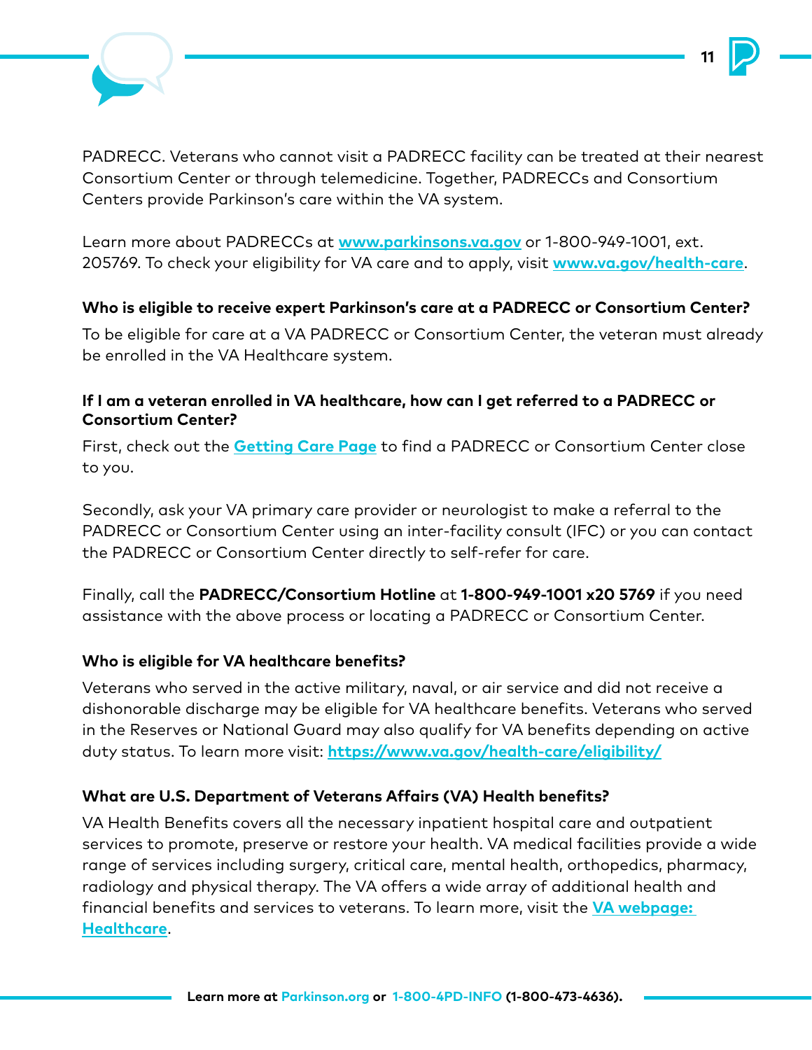PADRECC. Veterans who cannot visit a PADRECC facility can be treated at their nearest Consortium Center or through telemedicine. Together, PADRECCs and Consortium Centers provide Parkinson's care within the VA system.

Learn more about PADRECCs at **[www.parkinsons.va.gov](http://www.parkinsons.va.gov)** or 1-800-949-1001, ext. 205769. To check your eligibility for VA care and to apply, visit **[www.va.gov/health-care](http://www.va.gov/health-care)**.

**Who is eligible to receive expert Parkinson's care at a PADRECC or Consortium Center?**

To be eligible for care at a VA PADRECC or Consortium Center, the veteran must already be enrolled in the VA Healthcare system.

**If I am a veteran enrolled in VA healthcare, how can I get referred to a PADRECC or Consortium Center?**

First, check out the **Getting Care Page** to find a PADRECC or Consortium Center close to you.

Secondly, ask your VA primary care provider or neurologist to make a referral to the PADRECC or Consortium Center using an inter-facility consult (IFC) or you can contact the PADRECC or Consortium Center directly to self-refer for care.

Finally, call the **PADRECC/Consortium Hotline** at **1-800-949-1001 x20 5769** if you need assistance with the above process or locating a PADRECC or Consortium Center.

**Who is eligible for VA healthcare benefits?**

Veterans who served in the active military, naval, or air service and did not receive a dishonorable discharge may be eligible for VA healthcare benefits. Veterans who served in the Reserves or National Guard may also qualify for VA benefits depending on active duty status. To learn more visit: **[https://www.va.gov/health-care/eligibility/](https://www.va.gov/health-care/eligibility/)**

**What are U.S. Department of Veterans Affairs (VA) Health benefits?**

VA Health Benefits covers all the necessary inpatient hospital care and outpatient services to promote, preserve or restore your health. VA medical facilities provide a wide range of services including surgery, critical care, mental health, orthopedics, pharmacy, radiology and physical therapy. The VA offers a wide array of additional health and financial benefits and services to veterans. To learn more, visit the **VA webpage: Healthcare**.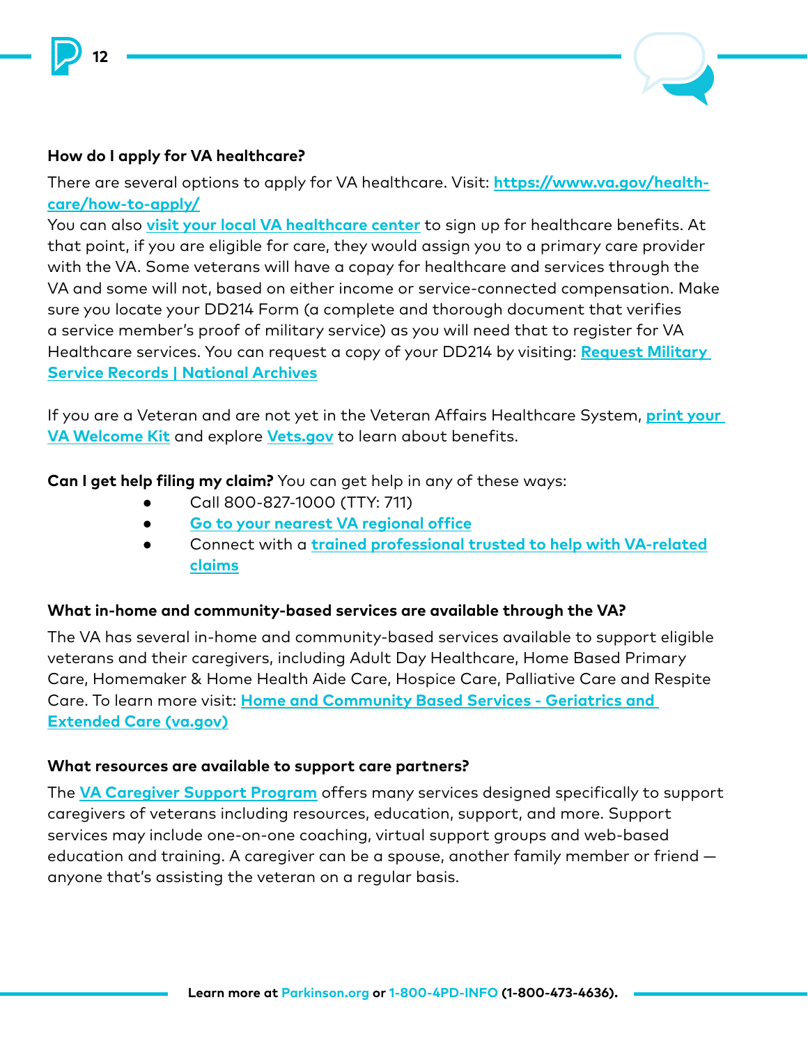**How do I apply for VA healthcare?**

There are several options to apply for VA healthcare. Visit: **https://www.va.gov/health-care/how-to-apply/**

You can also **visit your local VA healthcare center** to sign up for healthcare benefits. At that point, if you are eligible for care, they would assign you to a primary care provider with the VA. Some veterans will have a copay for healthcare and services through the VA and some will not, based on either income or service-connected compensation. Make sure you locate your DD214 Form (a complete and thorough document that verifies a service member's proof of military service) as you will need that to register for VA Healthcare services. You can request a copy of your DD214 by visiting: **Request Military Service Records | National Archives**

If you are a Veteran and are not yet in the Veteran Affairs Healthcare System, **print your VA Welcome Kit** and explore **Vets.gov** to learn about benefits.

**Can I get help filing my claim?** You can get help in any of these ways:

- Call 800-827-1000 (TTY: 711)
- **Go to your nearest VA regional office**
- Connect with a **trained professional trusted to help with VA-related claims**

**What in-home and community-based services are available through the VA?**

The VA has several in-home and community-based services available to support eligible veterans and their caregivers, including Adult Day Healthcare, Home Based Primary Care, Homemaker & Home Health Aide Care, Hospice Care, Palliative Care and Respite Care. To learn more visit: **Home and Community Based Services - Geriatrics and Extended Care (va.gov)**

**What resources are available to support care partners?**

The **VA Caregiver Support Program** offers many services designed specifically to support caregivers of veterans including resources, education, support, and more. Support services may include one-on-one coaching, virtual support groups and web-based education and training. A caregiver can be a spouse, another family member or friend — anyone that's assisting the veteran on a regular basis.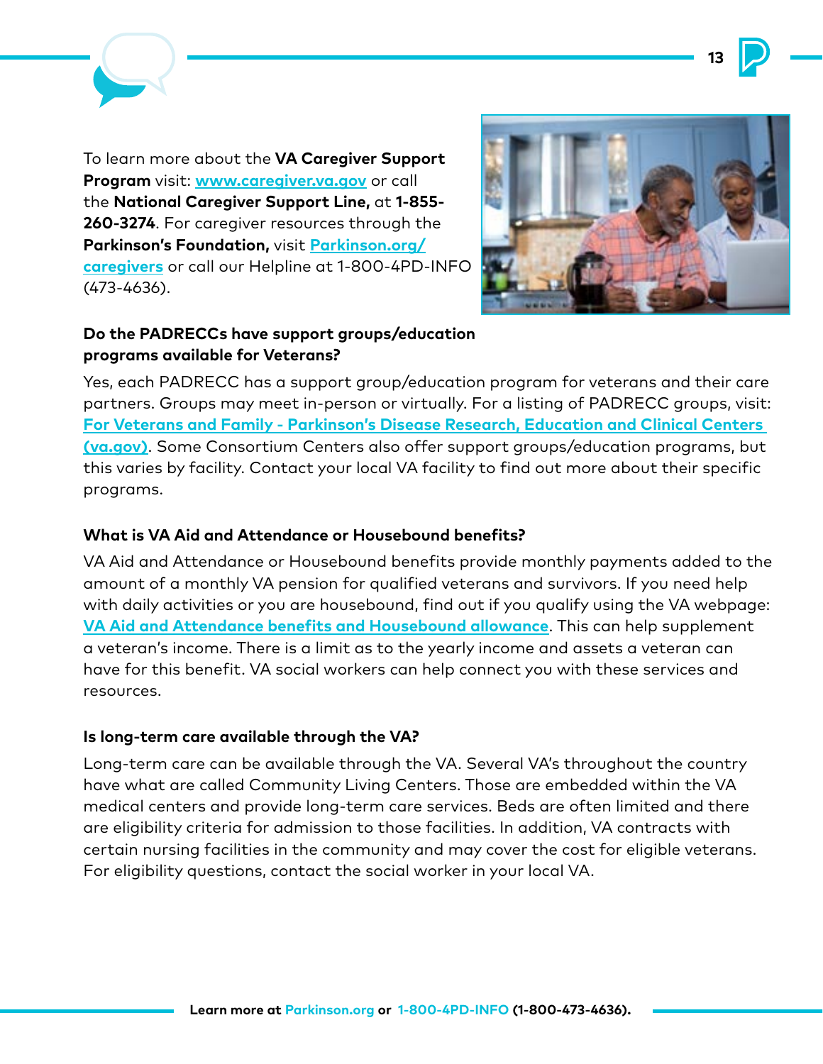To learn more about the **VA Caregiver Support Program** visit: [www.caregiver.va.gov](www.caregiver.va.gov) or call the **National Caregiver Support Line,** at **1-855-260-3274**. For caregiver resources through the **Parkinson's Foundation,** visit [Parkinson.org/caregivers](Parkinson.org/caregivers) or call our Helpline at 1-800-4PD-INFO (473-4636).

### Do the PADRECCs have support groups/education programs available for Veterans?

Yes, each PADRECC has a support group/education program for veterans and their care partners. Groups may meet in-person or virtually. For a listing of PADRECC groups, visit: For Veterans and Family - Parkinson's Disease Research, Education and Clinical Centers (va.gov). Some Consortium Centers also offer support groups/education programs, but this varies by facility. Contact your local VA facility to find out more about their specific programs.

### What is VA Aid and Attendance or Housebound benefits?

VA Aid and Attendance or Housebound benefits provide monthly payments added to the amount of a monthly VA pension for qualified veterans and survivors. If you need help with daily activities or you are housebound, find out if you qualify using the VA webpage: VA Aid and Attendance benefits and Housebound allowance. This can help supplement a veteran's income. There is a limit as to the yearly income and assets a veteran can have for this benefit. VA social workers can help connect you with these services and resources.

### Is long-term care available through the VA?

Long-term care can be available through the VA. Several VA's throughout the country have what are called Community Living Centers. Those are embedded within the VA medical centers and provide long-term care services. Beds are often limited and there are eligibility criteria for admission to those facilities. In addition, VA contracts with certain nursing facilities in the community and may cover the cost for eligible veterans. For eligibility questions, contact the social worker in your local VA.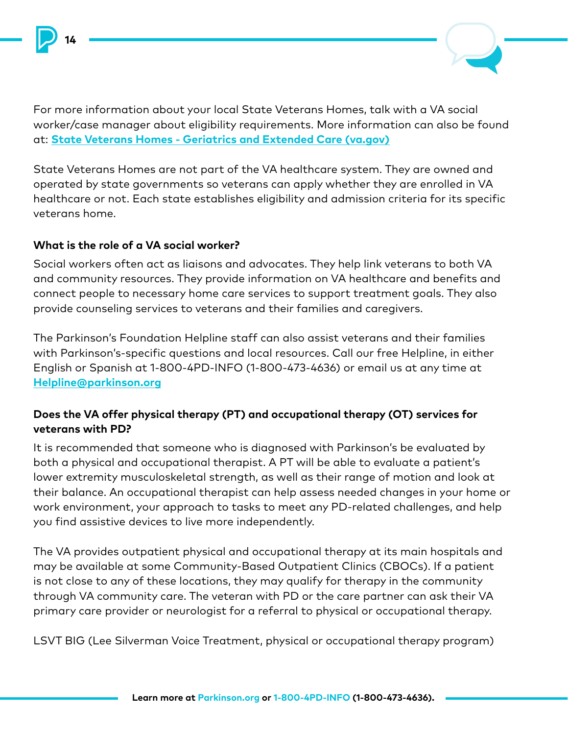For more information about your local State Veterans Homes, talk with a VA social worker/case manager about eligibility requirements. More information can also be found at: **State Veterans Homes - Geriatrics and Extended Care (va.gov)**

State Veterans Homes are not part of the VA healthcare system. They are owned and operated by state governments so veterans can apply whether they are enrolled in VA healthcare or not. Each state establishes eligibility and admission criteria for its specific veterans home.

**What is the role of a VA social worker?**

Social workers often act as liaisons and advocates. They help link veterans to both VA and community resources. They provide information on VA healthcare and benefits and connect people to necessary home care services to support treatment goals. They also provide counseling services to veterans and their families and caregivers.

The Parkinson's Foundation Helpline staff can also assist veterans and their families with Parkinson's-specific questions and local resources. Call our free Helpline, in either English or Spanish at 1-800-4PD-INFO (1-800-473-4636) or email us at any time at **Helpline@parkinson.org**

**Does the VA offer physical therapy (PT) and occupational therapy (OT) services for veterans with PD?**

It is recommended that someone who is diagnosed with Parkinson's be evaluated by both a physical and occupational therapist. A PT will be able to evaluate a patient's lower extremity musculoskeletal strength, as well as their range of motion and look at their balance. An occupational therapist can help assess needed changes in your home or work environment, your approach to tasks to meet any PD-related challenges, and help you find assistive devices to live more independently.

The VA provides outpatient physical and occupational therapy at its main hospitals and may be available at some Community-Based Outpatient Clinics (CBOCs). If a patient is not close to any of these locations, they may qualify for therapy in the community through VA community care. The veteran with PD or the care partner can ask their VA primary care provider or neurologist for a referral to physical or occupational therapy.

LSVT BIG (Lee Silverman Voice Treatment, physical or occupational therapy program)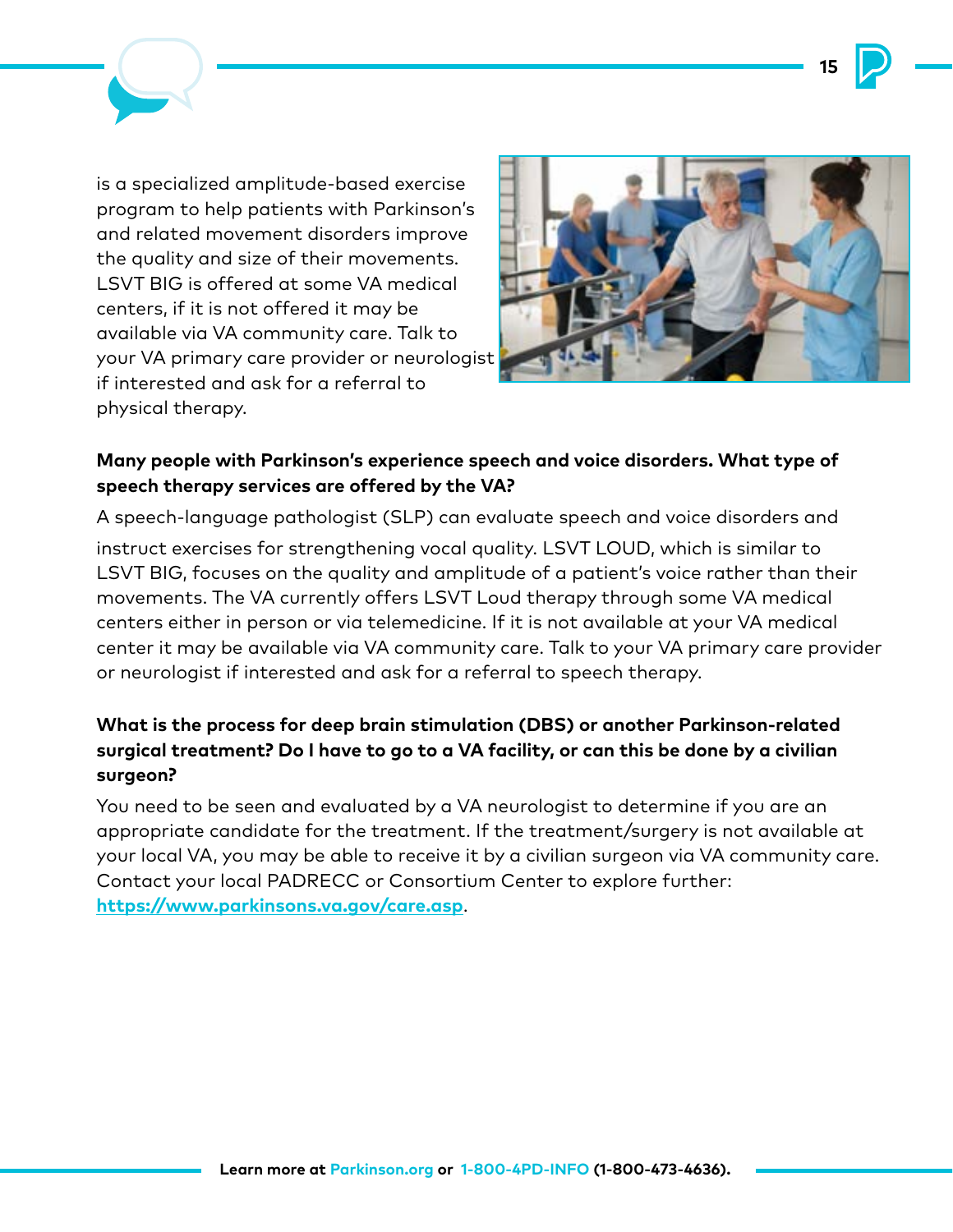is a specialized amplitude-based exercise program to help patients with Parkinson's and related movement disorders improve the quality and size of their movements. LSVT BIG is offered at some VA medical centers, if it is not offered it may be available via VA community care. Talk to your VA primary care provider or neurologist if interested and ask for a referral to physical therapy.

**Many people with Parkinson's experience speech and voice disorders. What type of speech therapy services are offered by the VA?**

A speech-language pathologist (SLP) can evaluate speech and voice disorders and instruct exercises for strengthening vocal quality. LSVT LOUD, which is similar to LSVT BIG, focuses on the quality and amplitude of a patient's voice rather than their movements. The VA currently offers LSVT Loud therapy through some VA medical centers either in person or via telemedicine. If it is not available at your VA medical center it may be available via VA community care. Talk to your VA primary care provider or neurologist if interested and ask for a referral to speech therapy.

**What is the process for deep brain stimulation (DBS) or another Parkinson-related surgical treatment? Do I have to go to a VA facility, or can this be done by a civilian surgeon?**

You need to be seen and evaluated by a VA neurologist to determine if you are an appropriate candidate for the treatment. If the treatment/surgery is not available at your local VA, you may be able to receive it by a civilian surgeon via VA community care. Contact your local PADRECC or Consortium Center to explore further: [https://www.parkinsons.va.gov/care.asp](https://www.parkinsons.va.gov/care.asp).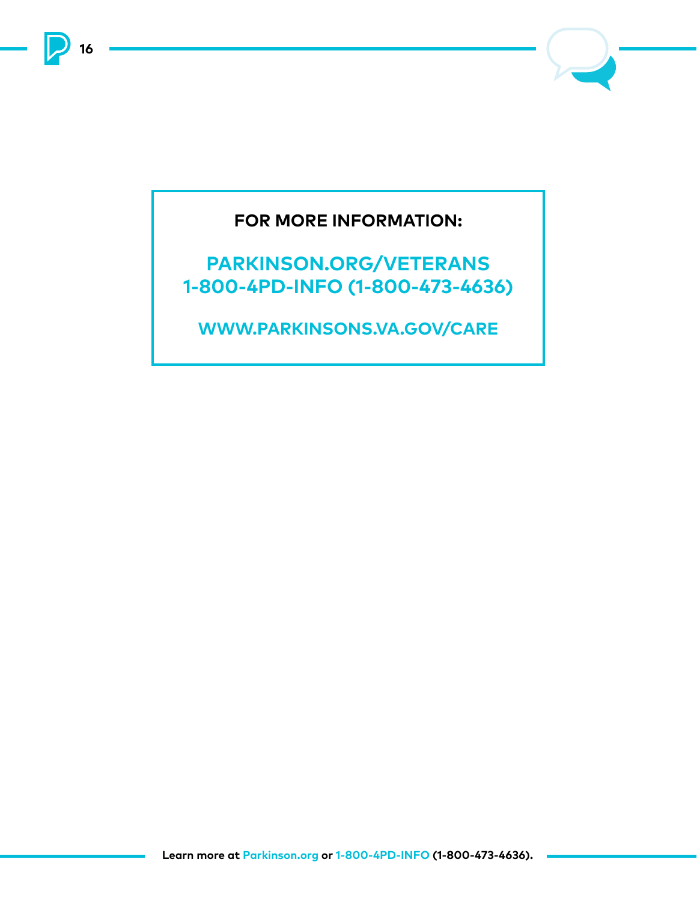**FOR MORE INFORMATION:**

**PARKINSON.ORG/VETERANS**
**1-800-4PD-INFO (1-800-473-4636)**

**WWW.PARKINSONS.VA.GOV/CARE**